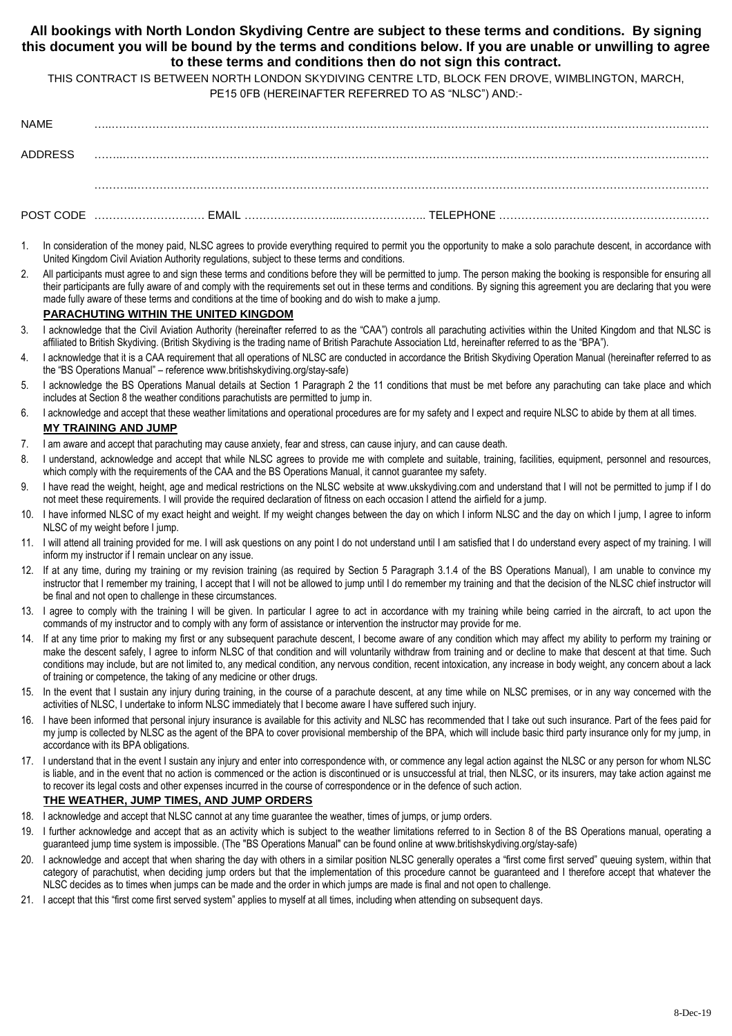**All bookings with North London Skydiving Centre are subject to these terms and conditions. By signing this document you will be bound by the terms and conditions below. If you are unable or unwilling to agree to these terms and conditions then do not sign this contract.**

THIS CONTRACT IS BETWEEN NORTH LONDON SKYDIVING CENTRE LTD, BLOCK FEN DROVE, WIMBLINGTON, MARCH, PE15 0FB (HEREINAFTER REFERRED TO AS "NLSC") AND:-

NAME ……………………………………………………………………………………………………………………………………………

ADDRESS ……………………………………………………………………………………………………………………………………………

……………………………………………………………………………………………………………………………………………

POST CODE ………………………… EMAIL ………………………………………………… TELEPHONE ……………………………………………………

1. In consideration of the money paid, NLSC agrees to provide everything required to permit you the opportunity to make a solo parachute descent, in accordance with United Kingdom Civil Aviation Authority regulations, subject to these terms and conditions.
2. All participants must agree to and sign these terms and conditions before they will be permitted to jump. The person making the booking is responsible for ensuring all their participants are fully aware of and comply with the requirements set out in these terms and conditions. By signing this agreement you are declaring that you were made fully aware of these terms and conditions at the time of booking and do wish to make a jump.

**PARACHUTING WITHIN THE UNITED KINGDOM**

3. I acknowledge that the Civil Aviation Authority (hereinafter referred to as the "CAA") controls all parachuting activities within the United Kingdom and that NLSC is affiliated to British Skydiving. (British Skydiving is the trading name of British Parachute Association Ltd, hereinafter referred to as the "BPA").
4. I acknowledge that it is a CAA requirement that all operations of NLSC are conducted in accordance the British Skydiving Operation Manual (hereinafter referred to as the "BS Operations Manual" – reference www.britishskydiving.org/stay-safe)
5. I acknowledge the BS Operations Manual details at Section 1 Paragraph 2 the 11 conditions that must be met before any parachuting can take place and which includes at Section 8 the weather conditions parachutists are permitted to jump in.
6. I acknowledge and accept that these weather limitations and operational procedures are for my safety and I expect and require NLSC to abide by them at all times.

**MY TRAINING AND JUMP**

7. I am aware and accept that parachuting may cause anxiety, fear and stress, can cause injury, and can cause death.
8. I understand, acknowledge and accept that while NLSC agrees to provide me with complete and suitable, training, facilities, equipment, personnel and resources, which comply with the requirements of the CAA and the BS Operations Manual, it cannot guarantee my safety.
9. I have read the weight, height, age and medical restrictions on the NLSC website at www.ukskydiving.com and understand that I will not be permitted to jump if I do not meet these requirements. I will provide the required declaration of fitness on each occasion I attend the airfield for a jump.
10. I have informed NLSC of my exact height and weight. If my weight changes between the day on which I inform NLSC and the day on which I jump, I agree to inform NLSC of my weight before I jump.
11. I will attend all training provided for me. I will ask questions on any point I do not understand until I am satisfied that I do understand every aspect of my training. I will inform my instructor if I remain unclear on any issue.
12. If at any time, during my training or my revision training (as required by Section 5 Paragraph 3.1.4 of the BS Operations Manual), I am unable to convince my instructor that I remember my training, I accept that I will not be allowed to jump until I do remember my training and that the decision of the NLSC chief instructor will be final and not open to challenge in these circumstances.
13. I agree to comply with the training I will be given. In particular I agree to act in accordance with my training while being carried in the aircraft, to act upon the commands of my instructor and to comply with any form of assistance or intervention the instructor may provide for me.
14. If at any time prior to making my first or any subsequent parachute descent, I become aware of any condition which may affect my ability to perform my training or make the descent safely, I agree to inform NLSC of that condition and will voluntarily withdraw from training and or decline to make that descent at that time. Such conditions may include, but are not limited to, any medical condition, any nervous condition, recent intoxication, any increase in body weight, any concern about a lack of training or competence, the taking of any medicine or other drugs.
15. In the event that I sustain any injury during training, in the course of a parachute descent, at any time while on NLSC premises, or in any way concerned with the activities of NLSC, I undertake to inform NLSC immediately that I become aware I have suffered such injury.
16. I have been informed that personal injury insurance is available for this activity and NLSC has recommended that I take out such insurance. Part of the fees paid for my jump is collected by NLSC as the agent of the BPA to cover provisional membership of the BPA, which will include basic third party insurance only for my jump, in accordance with its BPA obligations.
17. I understand that in the event I sustain any injury and enter into correspondence with, or commence any legal action against the NLSC or any person for whom NLSC is liable, and in the event that no action is commenced or the action is discontinued or is unsuccessful at trial, then NLSC, or its insurers, may take action against me to recover its legal costs and other expenses incurred in the course of correspondence or in the defence of such action.

**THE WEATHER, JUMP TIMES, AND JUMP ORDERS**

18. I acknowledge and accept that NLSC cannot at any time guarantee the weather, times of jumps, or jump orders.
19. I further acknowledge and accept that as an activity which is subject to the weather limitations referred to in Section 8 of the BS Operations manual, operating a guaranteed jump time system is impossible. (The "BS Operations Manual" can be found online at www.britishskydiving.org/stay-safe)
20. I acknowledge and accept that when sharing the day with others in a similar position NLSC generally operates a "first come first served" queuing system, within that category of parachutist, when deciding jump orders but that the implementation of this procedure cannot be guaranteed and I therefore accept that whatever the NLSC decides as to times when jumps can be made and the order in which jumps are made is final and not open to challenge.
21. I accept that this "first come first served system" applies to myself at all times, including when attending on subsequent days.

8-Dec-19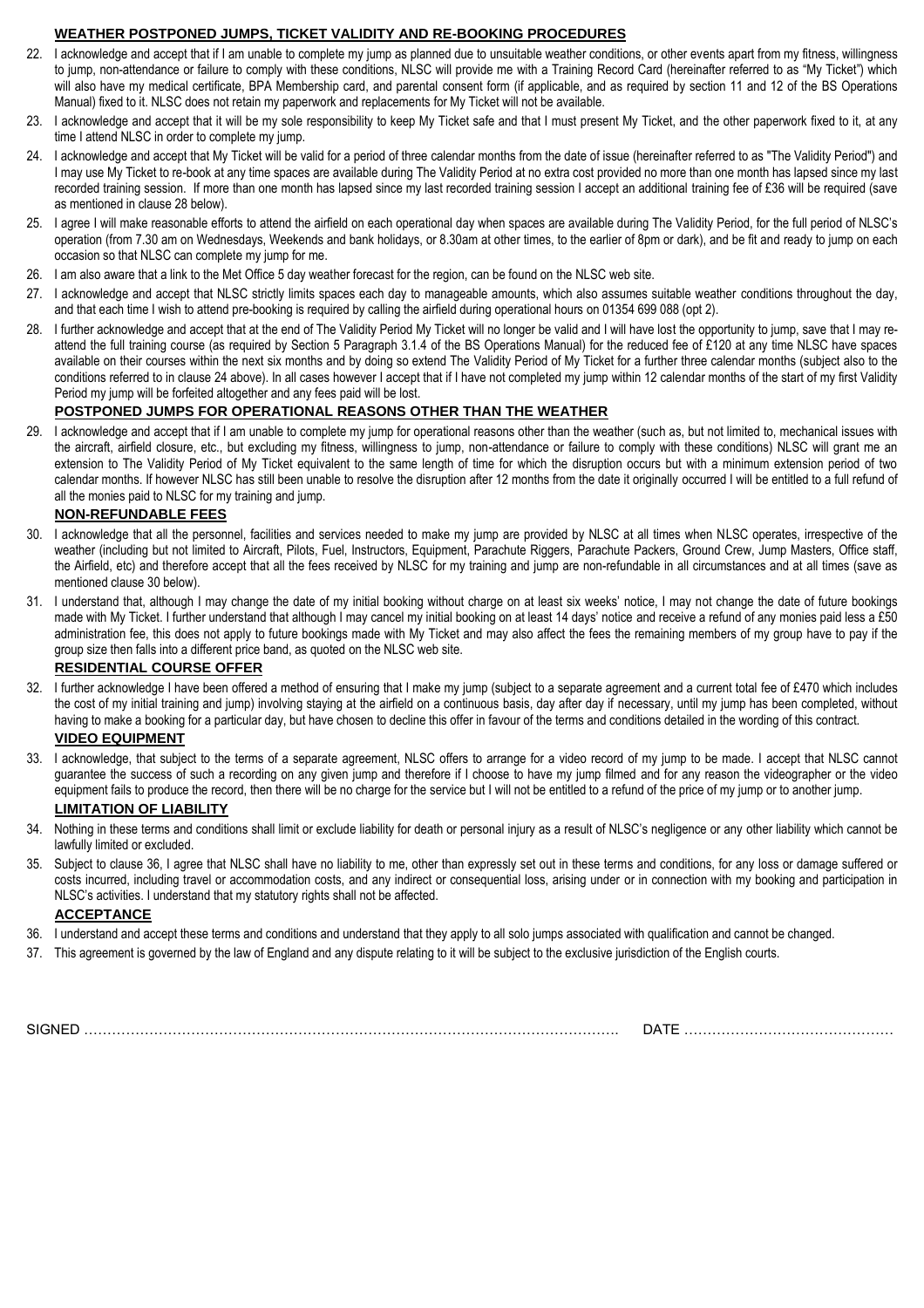## WEATHER POSTPONED JUMPS, TICKET VALIDITY AND RE-BOOKING PROCEDURES

22. I acknowledge and accept that if I am unable to complete my jump as planned due to unsuitable weather conditions, or other events apart from my fitness, willingness to jump, non-attendance or failure to comply with these conditions, NLSC will provide me with a Training Record Card (hereinafter referred to as "My Ticket") which will also have my medical certificate, BPA Membership card, and parental consent form (if applicable, and as required by section 11 and 12 of the BS Operations Manual) fixed to it. NLSC does not retain my paperwork and replacements for My Ticket will not be available.
23. I acknowledge and accept that it will be my sole responsibility to keep My Ticket safe and that I must present My Ticket, and the other paperwork fixed to it, at any time I attend NLSC in order to complete my jump.
24. I acknowledge and accept that My Ticket will be valid for a period of three calendar months from the date of issue (hereinafter referred to as "The Validity Period") and I may use My Ticket to re-book at any time spaces are available during The Validity Period at no extra cost provided no more than one month has lapsed since my last recorded training session. If more than one month has lapsed since my last recorded training session I accept an additional training fee of £36 will be required (save as mentioned in clause 28 below).
25. I agree I will make reasonable efforts to attend the airfield on each operational day when spaces are available during The Validity Period, for the full period of NLSC's operation (from 7.30 am on Wednesdays, Weekends and bank holidays, or 8.30am at other times, to the earlier of 8pm or dark), and be fit and ready to jump on each occasion so that NLSC can complete my jump for me.
26. I am also aware that a link to the Met Office 5 day weather forecast for the region, can be found on the NLSC web site.
27. I acknowledge and accept that NLSC strictly limits spaces each day to manageable amounts, which also assumes suitable weather conditions throughout the day, and that each time I wish to attend pre-booking is required by calling the airfield during operational hours on 01354 699 088 (opt 2).
28. I further acknowledge and accept that at the end of The Validity Period My Ticket will no longer be valid and I will have lost the opportunity to jump, save that I may re-attend the full training course (as required by Section 5 Paragraph 3.1.4 of the BS Operations Manual) for the reduced fee of £120 at any time NLSC have spaces available on their courses within the next six months and by doing so extend The Validity Period of My Ticket for a further three calendar months (subject also to the conditions referred to in clause 24 above). In all cases however I accept that if I have not completed my jump within 12 calendar months of the start of my first Validity Period my jump will be forfeited altogether and any fees paid will be lost.

## POSTPONED JUMPS FOR OPERATIONAL REASONS OTHER THAN THE WEATHER

29. I acknowledge and accept that if I am unable to complete my jump for operational reasons other than the weather (such as, but not limited to, mechanical issues with the aircraft, airfield closure, etc., but excluding my fitness, willingness to jump, non-attendance or failure to comply with these conditions) NLSC will grant me an extension to The Validity Period of My Ticket equivalent to the same length of time for which the disruption occurs but with a minimum extension period of two calendar months. If however NLSC has still been unable to resolve the disruption after 12 months from the date it originally occurred I will be entitled to a full refund of all the monies paid to NLSC for my training and jump.

## NON-REFUNDABLE FEES

30. I acknowledge that all the personnel, facilities and services needed to make my jump are provided by NLSC at all times when NLSC operates, irrespective of the weather (including but not limited to Aircraft, Pilots, Fuel, Instructors, Equipment, Parachute Riggers, Parachute Packers, Ground Crew, Jump Masters, Office staff, the Airfield, etc) and therefore accept that all the fees received by NLSC for my training and jump are non-refundable in all circumstances and at all times (save as mentioned clause 30 below).
31. I understand that, although I may change the date of my initial booking without charge on at least six weeks' notice, I may not change the date of future bookings made with My Ticket. I further understand that although I may cancel my initial booking on at least 14 days' notice and receive a refund of any monies paid less a £50 administration fee, this does not apply to future bookings made with My Ticket and may also affect the fees the remaining members of my group have to pay if the group size then falls into a different price band, as quoted on the NLSC web site.

## RESIDENTIAL COURSE OFFER

32. I further acknowledge I have been offered a method of ensuring that I make my jump (subject to a separate agreement and a current total fee of £470 which includes the cost of my initial training and jump) involving staying at the airfield on a continuous basis, day after day if necessary, until my jump has been completed, without having to make a booking for a particular day, but have chosen to decline this offer in favour of the terms and conditions detailed in the wording of this contract.

## VIDEO EQUIPMENT

33. I acknowledge, that subject to the terms of a separate agreement, NLSC offers to arrange for a video record of my jump to be made. I accept that NLSC cannot guarantee the success of such a recording on any given jump and therefore if I choose to have my jump filmed and for any reason the videographer or the video equipment fails to produce the record, then there will be no charge for the service but I will not be entitled to a refund of the price of my jump or to another jump.

## LIMITATION OF LIABILITY

34. Nothing in these terms and conditions shall limit or exclude liability for death or personal injury as a result of NLSC's negligence or any other liability which cannot be lawfully limited or excluded.
35. Subject to clause 36, I agree that NLSC shall have no liability to me, other than expressly set out in these terms and conditions, for any loss or damage suffered or costs incurred, including travel or accommodation costs, and any indirect or consequential loss, arising under or in connection with my booking and participation in NLSC's activities. I understand that my statutory rights shall not be affected.

## ACCEPTANCE

36. I understand and accept these terms and conditions and understand that they apply to all solo jumps associated with qualification and cannot be changed.
37. This agreement is governed by the law of England and any dispute relating to it will be subject to the exclusive jurisdiction of the English courts.

SIGNED ………………………………………………………………………………………………… DATE ………………………………………